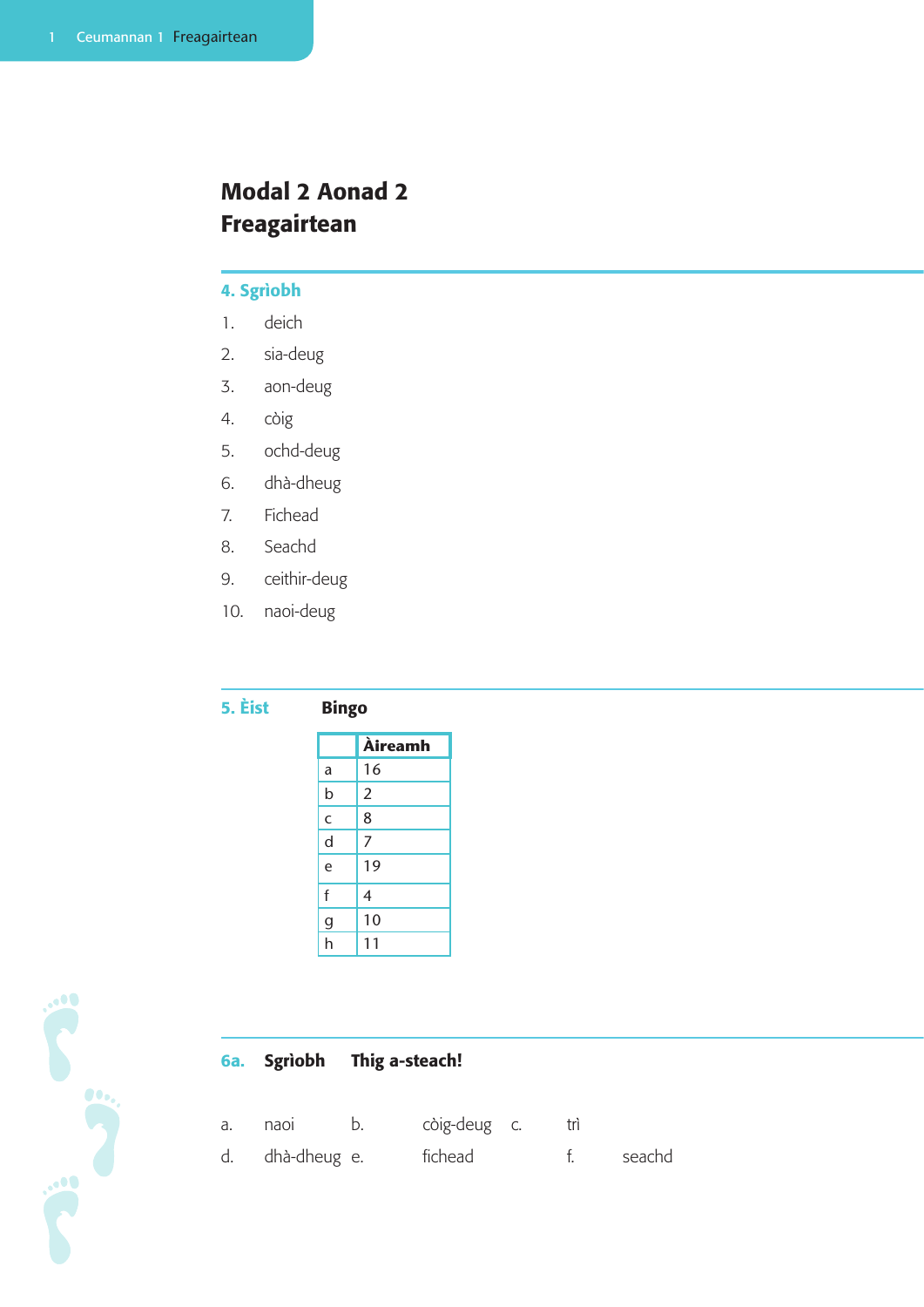# Modal 2 Aonad 2
# Freagairtean

## 4. Sgrìobh

1. deich
2. sia-deug
3. aon-deug
4. còig
5. ochd-deug
6. dhà-dheug
7. Fichead
8. Seachd
9. ceithir-deug
10. naoi-deug

## 5. Èist **Bingo**

| | **Àireamh** |
|---|---|
| a | 16 |
| b | 2 |
| c | 8 |
| d | 7 |
| e | 19 |
| f | 4 |
| g | 10 |
| h | 11 |

## 6a. **Sgrìobh** **Thig a-steach!**

a. naoi  b. còig-deug  c. trì

d. dhà-dheug  e. fichead  f. seachd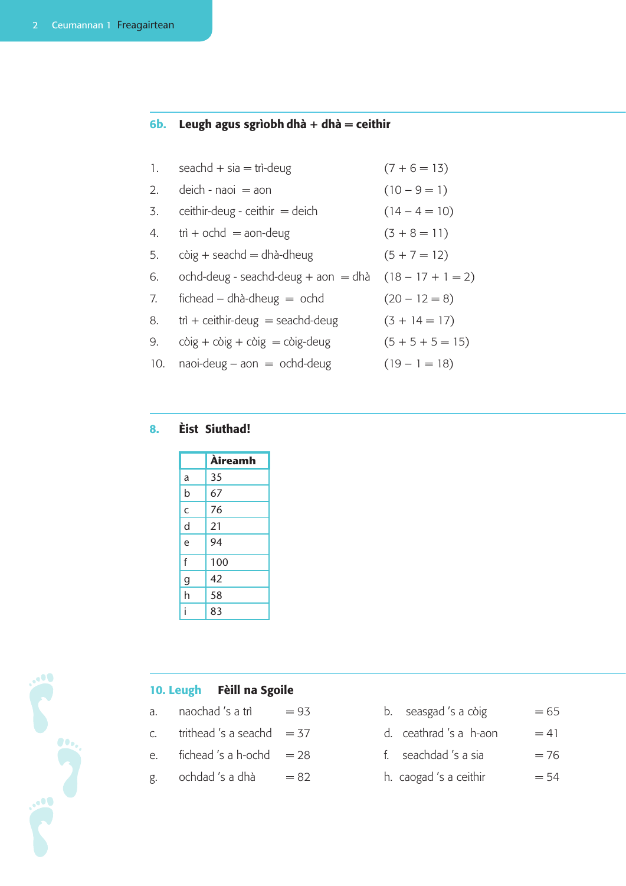## 6b. Leugh agus sgrìobh dhà + dhà = ceithir

1. seachd + sia = trì-deug (7 + 6 = 13)
2. deich - naoi = aon (10 – 9 = 1)
3. ceithir-deug - ceithir = deich (14 – 4 = 10)
4. trì + ochd = aon-deug (3 + 8 = 11)
5. còig + seachd = dhà-dheug (5 + 7 = 12)
6. ochd-deug - seachd-deug + aon = dhà (18 – 17 + 1 = 2)
7. fichead – dhà-dheug = ochd (20 – 12 = 8)
8. trì + ceithir-deug = seachd-deug (3 + 14 = 17)
9. còig + còig + còig = còig-deug (5 + 5 + 5 = 15)
10. naoi-deug – aon = ochd-deug (19 – 1 = 18)

## 8. Èist Siuthad!

| | Àireamh |
|---|---|
| a | 35 |
| b | 67 |
| c | 76 |
| d | 21 |
| e | 94 |
| f | 100 |
| g | 42 |
| h | 58 |
| i | 83 |

## 10. Leugh Fèill na Sgoile

a. naochad 's a trì = 93

b. seasgad 's a còig = 65

c. trithead 's a seachd = 37

d. ceathrad 's a h-aon = 41

e. fichead 's a h-ochd = 28

f. seachdad 's a sia = 76

g. ochdad 's a dhà = 82

h. caogad 's a ceithir = 54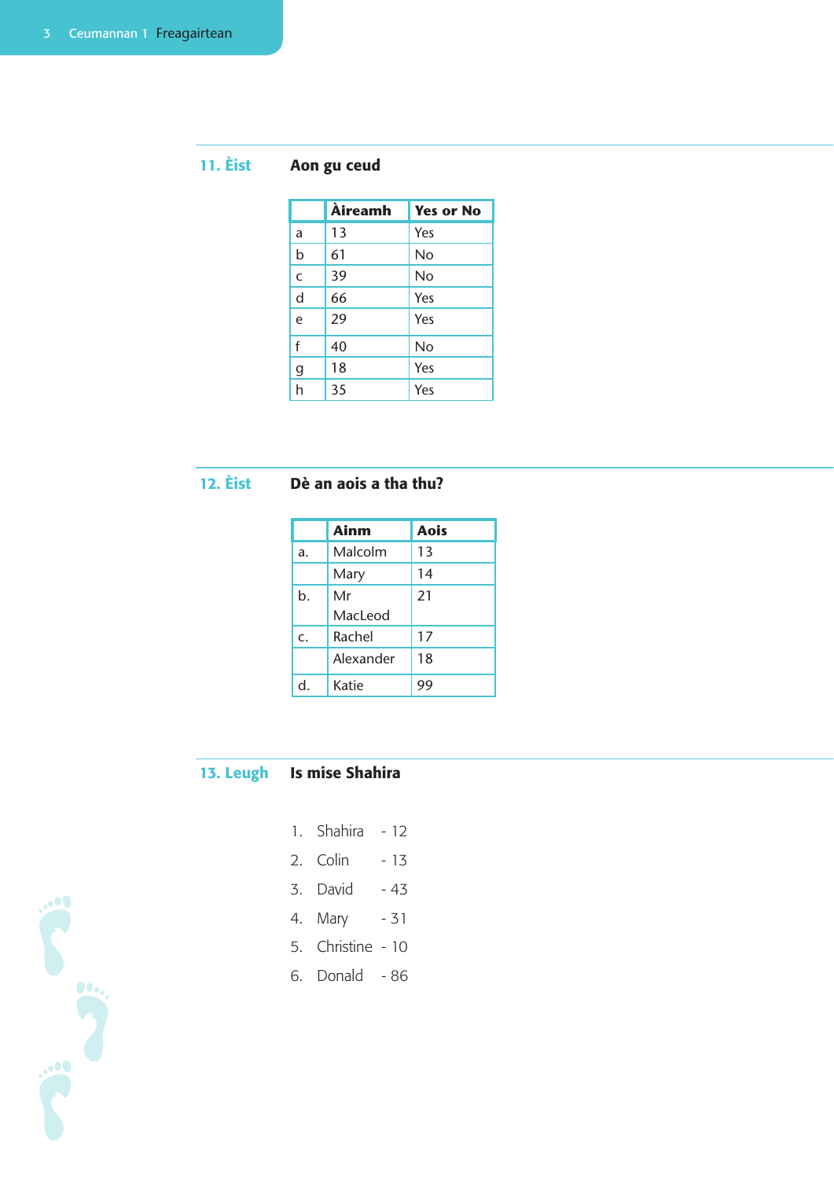## 11. Èist — Aon gu ceud

| | Àireamh | Yes or No |
|---|---|---|
| a | 13 | Yes |
| b | 61 | No |
| c | 39 | No |
| d | 66 | Yes |
| e | 29 | Yes |
| f | 40 | No |
| g | 18 | Yes |
| h | 35 | Yes |

## 12. Èist — Dè an aois a tha thu?

| | Ainm | Aois |
|---|---|---|
| a. | Malcolm | 13 |
| | Mary | 14 |
| b. | Mr MacLeod | 21 |
| c. | Rachel | 17 |
| | Alexander | 18 |
| d. | Katie | 99 |

## 13. Leugh — Is mise Shahira

1. Shahira - 12
2. Colin - 13
3. David - 43
4. Mary - 31
5. Christine - 10
6. Donald - 86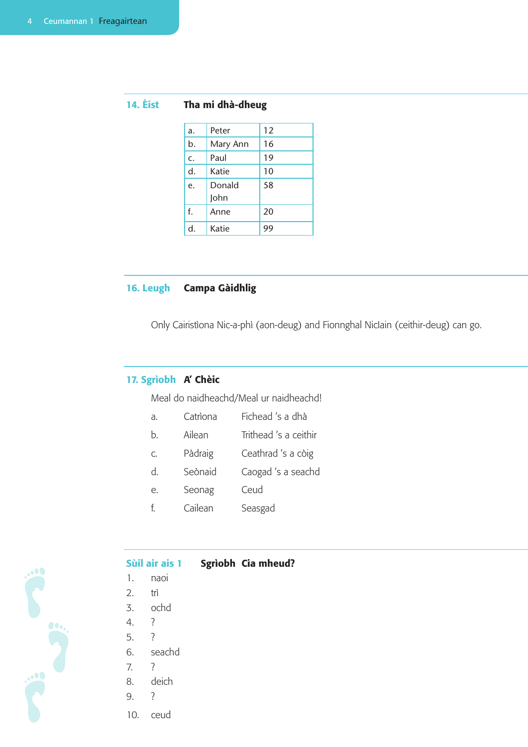## 14. Èist — Tha mi dhà-dheug

| | | |
|---|---|---|
| a. | Peter | 12 |
| b. | Mary Ann | 16 |
| c. | Paul | 19 |
| d. | Katie | 10 |
| e. | Donald John | 58 |
| f. | Anne | 20 |
| d. | Katie | 99 |

## 16. Leugh — Campa Gàidhlig

Only Cairistìona Nic-a-phì (aon-deug) and Fionnghal NicIain (ceithir-deug) can go.

## 17. Sgrìobh — A' Chèic

Meal do naidheachd/Meal ur naidheachd!

| | | |
|---|---|---|
| a. | Catrìona | Fichead 's a dhà |
| b. | Ailean | Trithead 's a ceithir |
| c. | Pàdraig | Ceathrad 's a còig |
| d. | Seònaid | Caogad 's a seachd |
| e. | Seonag | Ceud |
| f. | Cailean | Seasgad |

## Sùil air ais 1 — Sgrìobh Cia mheud?

1. naoi
2. trì
3. ochd
4. ?
5. ?
6. seachd
7. ?
8. deich
9. ?
10. ceud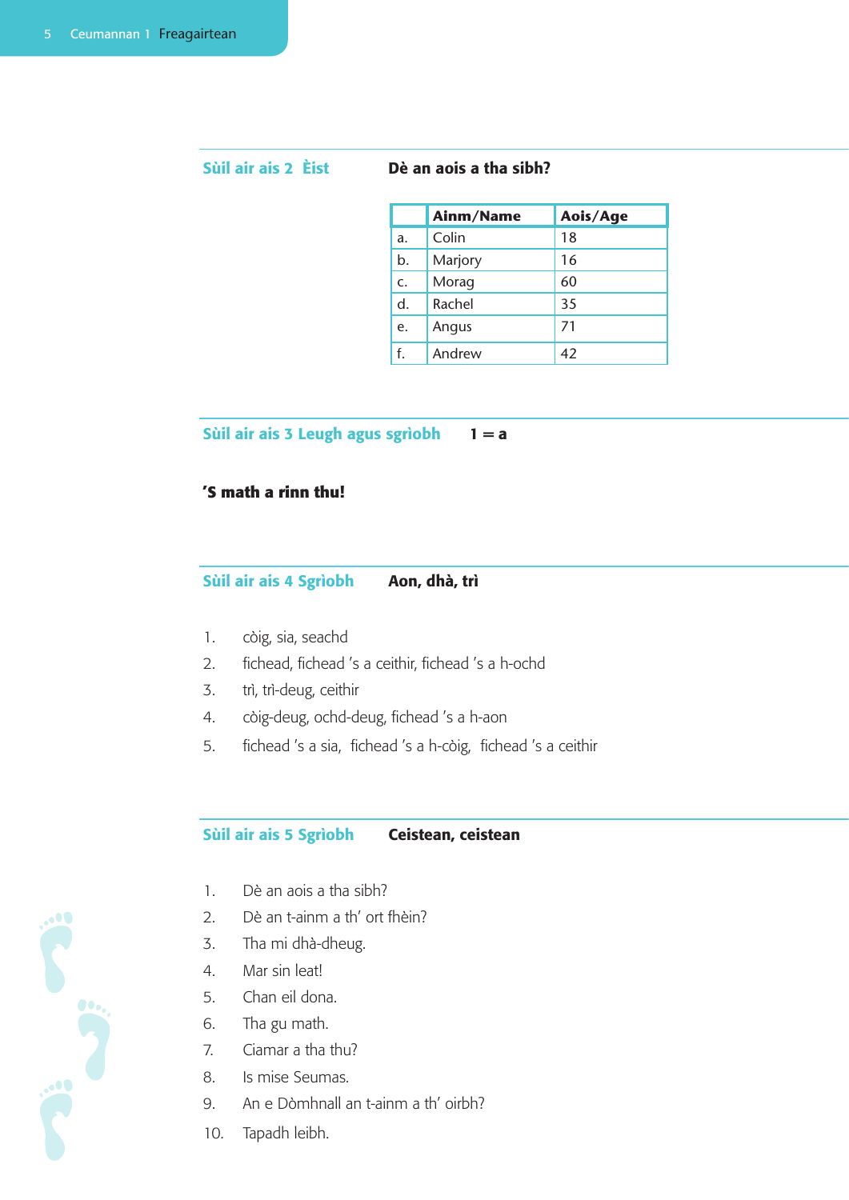## Sùil air ais 2 Èist

**Dè an aois a tha sibh?**

| | Ainm/Name | Aois/Age |
|---|---|---|
| a. | Colin | 18 |
| b. | Marjory | 16 |
| c. | Morag | 60 |
| d. | Rachel | 35 |
| e. | Angus | 71 |
| f. | Andrew | 42 |

## Sùil air ais 3 Leugh agus sgrìobh

**1 = a**

**'S math a rinn thu!**

## Sùil air ais 4 Sgrìobh

**Aon, dhà, trì**

1. còig, sia, seachd
2. fichead, fichead 's a ceithir, fichead 's a h-ochd
3. trì, trì-deug, ceithir
4. còig-deug, ochd-deug, fichead 's a h-aon
5. fichead 's a sia, fichead 's a h-còig, fichead 's a ceithir

## Sùil air ais 5 Sgrìobh

**Ceistean, ceistean**

1. Dè an aois a tha sibh?
2. Dè an t-ainm a th' ort fhèin?
3. Tha mi dhà-dheug.
4. Mar sin leat!
5. Chan eil dona.
6. Tha gu math.
7. Ciamar a tha thu?
8. Is mise Seumas.
9. An e Dòmhnall an t-ainm a th' oirbh?
10. Tapadh leibh.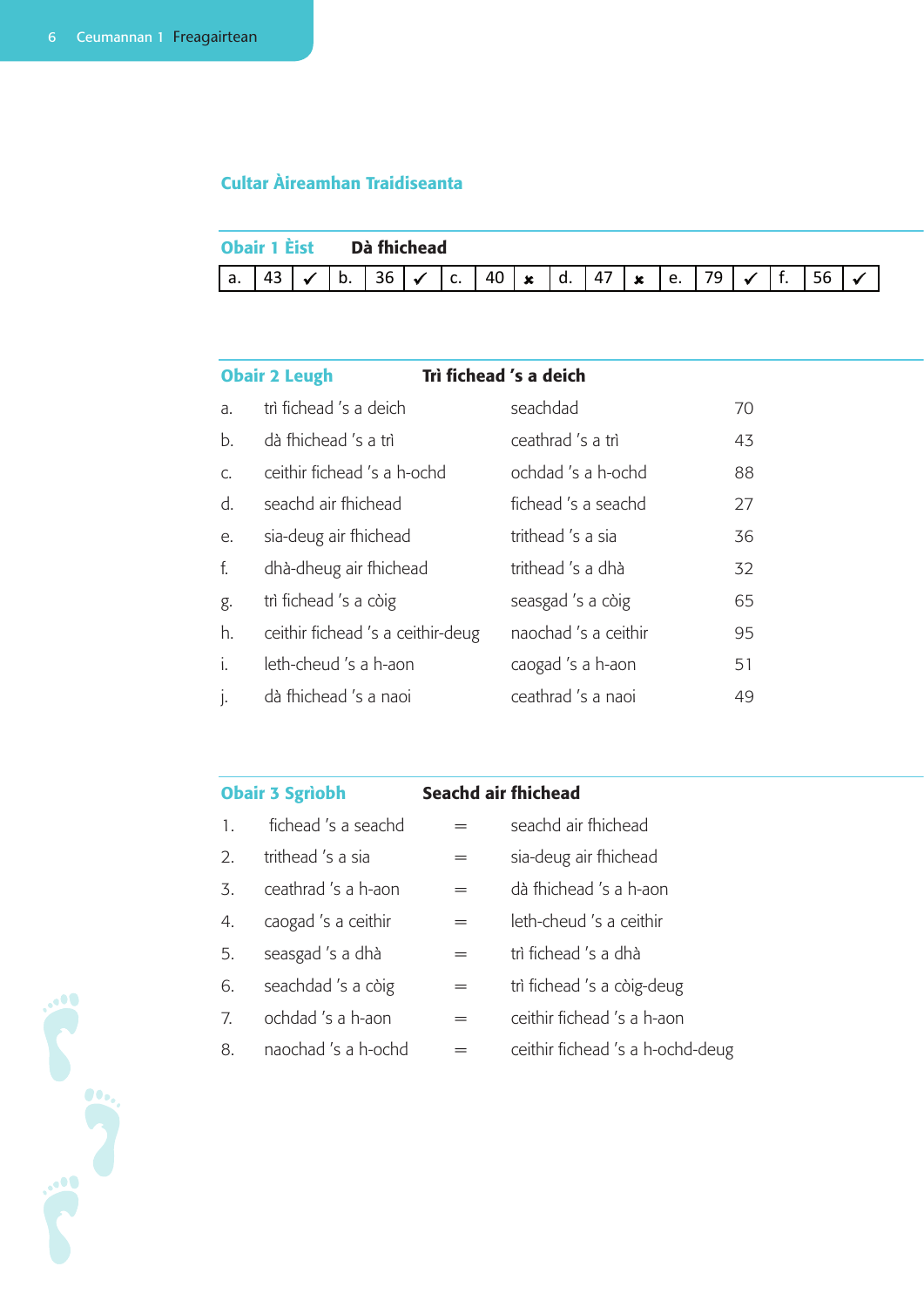## Cultar Àireamhan Traidiseanta

**Obair 1 Èist** **Dà fhichead**

| | | | | | | | | | | | | | | | | | |
|---|---|---|---|---|---|---|---|---|---|---|---|---|---|---|---|---|---|
| a. | 43 | ✓ | b. | 36 | ✓ | c. | 40 | ✗ | d. | 47 | ✗ | e. | 79 | ✓ | f. | 56 | ✓ |

**Obair 2 Leugh** **Trì fichead 's a deich**

| | | | |
|---|---|---|---|
| a. | trì fichead 's a deich | seachdad | 70 |
| b. | dà fhichead 's a trì | ceathrad 's a trì | 43 |
| c. | ceithir fichead 's a h-ochd | ochdad 's a h-ochd | 88 |
| d. | seachd air fhichead | fichead 's a seachd | 27 |
| e. | sia-deug air fhichead | trithead 's a sia | 36 |
| f. | dhà-dheug air fhichead | trithead 's a dhà | 32 |
| g. | trì fichead 's a còig | seasgad 's a còig | 65 |
| h. | ceithir fichead 's a ceithir-deug | naochad 's a ceithir | 95 |
| i. | leth-cheud 's a h-aon | caogad 's a h-aon | 51 |
| j. | dà fhichead 's a naoi | ceathrad 's a naoi | 49 |

**Obair 3 Sgrìobh** **Seachd air fhichead**

| | | | |
|---|---|---|---|
| 1. | fichead 's a seachd | = | seachd air fhichead |
| 2. | trithead 's a sia | = | sia-deug air fhichead |
| 3. | ceathrad 's a h-aon | = | dà fhichead 's a h-aon |
| 4. | caogad 's a ceithir | = | leth-cheud 's a ceithir |
| 5. | seasgad 's a dhà | = | trì fichead 's a dhà |
| 6. | seachdad 's a còig | = | trì fichead 's a còig-deug |
| 7. | ochdad 's a h-aon | = | ceithir fichead 's a h-aon |
| 8. | naochad 's a h-ochd | = | ceithir fichead 's a h-ochd-deug |